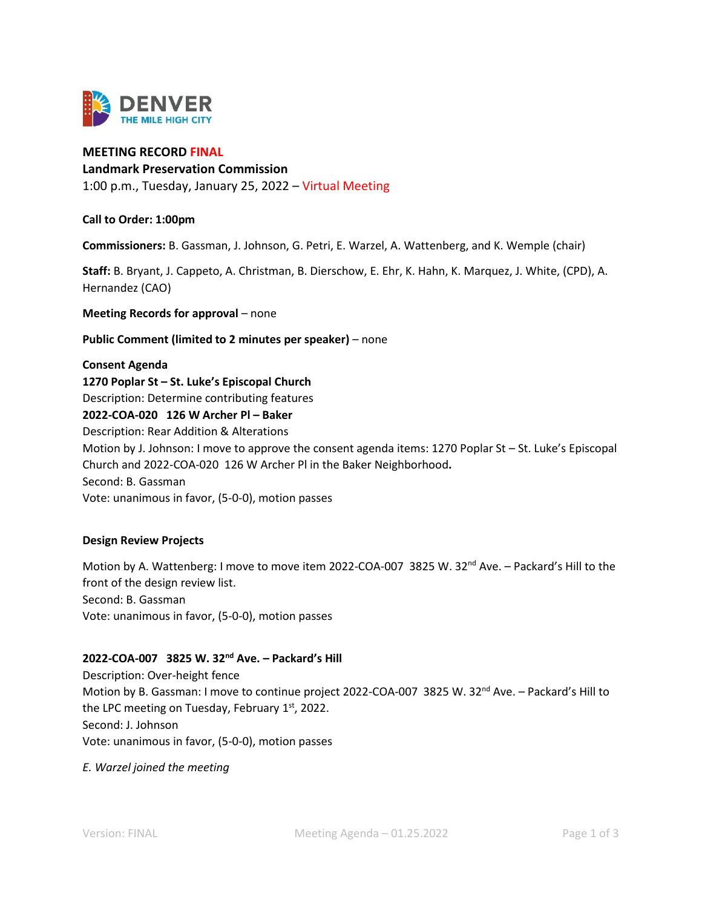DENVER
THE MILE HIGH CITY

**MEETING RECORD FINAL**
**Landmark Preservation Commission**
1:00 p.m., Tuesday, January 25, 2022 – Virtual Meeting

**Call to Order: 1:00pm**

**Commissioners:** B. Gassman, J. Johnson, G. Petri, E. Warzel, A. Wattenberg, and K. Wemple (chair)

**Staff:** B. Bryant, J. Cappeto, A. Christman, B. Dierschow, E. Ehr, K. Hahn, K. Marquez, J. White, (CPD), A. Hernandez (CAO)

**Meeting Records for approval** – none

**Public Comment (limited to 2 minutes per speaker)** – none

**Consent Agenda**
**1270 Poplar St – St. Luke's Episcopal Church**
Description: Determine contributing features
**2022-COA-020 126 W Archer Pl – Baker**
Description: Rear Addition & Alterations
Motion by J. Johnson: I move to approve the consent agenda items: 1270 Poplar St – St. Luke's Episcopal Church and 2022-COA-020 126 W Archer Pl in the Baker Neighborhood**.**
Second: B. Gassman
Vote: unanimous in favor, (5-0-0), motion passes

**Design Review Projects**

Motion by A. Wattenberg: I move to move item 2022-COA-007 3825 W. 32nd Ave. – Packard's Hill to the front of the design review list.
Second: B. Gassman
Vote: unanimous in favor, (5-0-0), motion passes

**2022-COA-007 3825 W. 32nd Ave. – Packard's Hill**
Description: Over-height fence
Motion by B. Gassman: I move to continue project 2022-COA-007 3825 W. 32nd Ave. – Packard's Hill to the LPC meeting on Tuesday, February 1st, 2022.
Second: J. Johnson
Vote: unanimous in favor, (5-0-0), motion passes

*E. Warzel joined the meeting*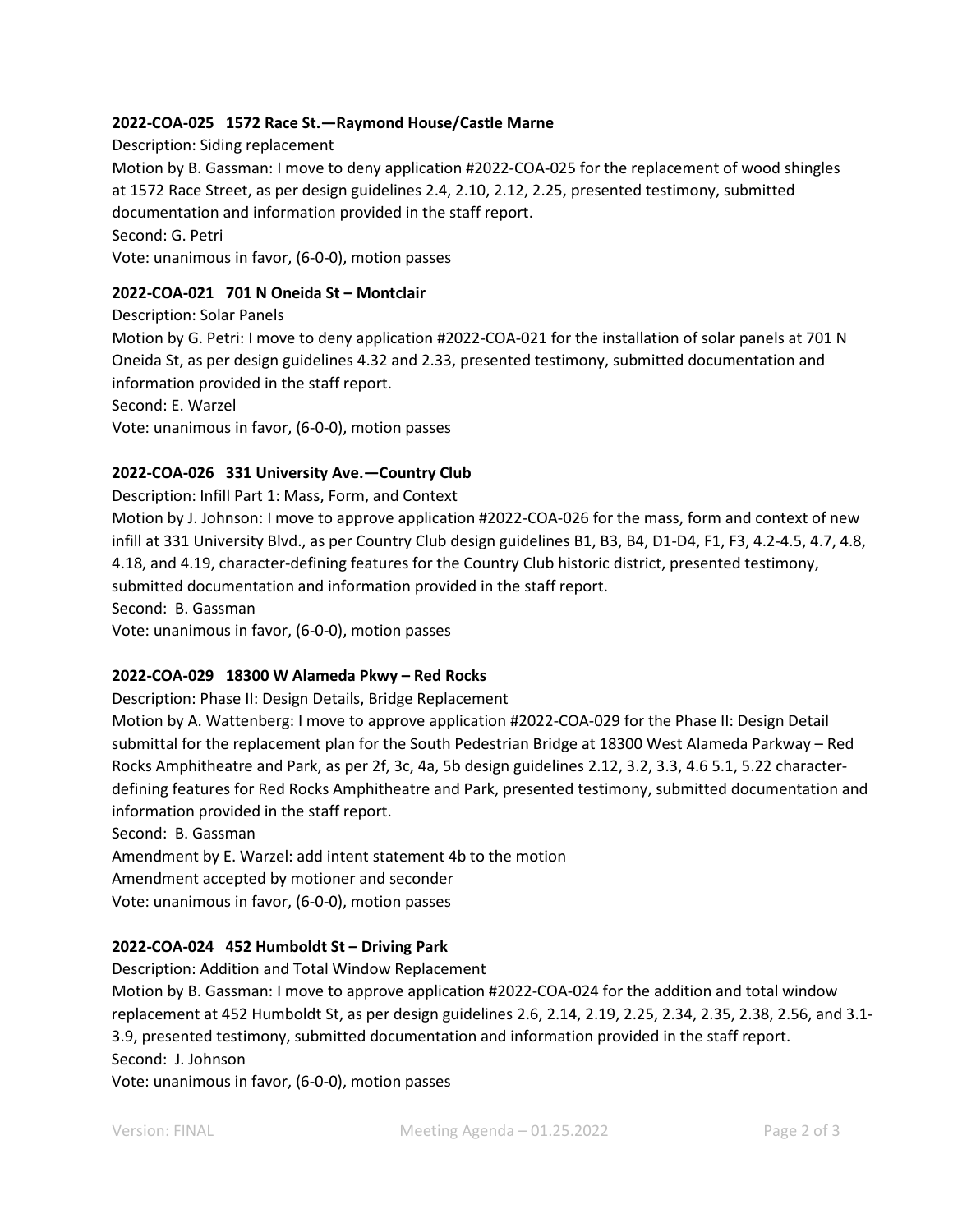**2022-COA-025 1572 Race St.—Raymond House/Castle Marne**

Description: Siding replacement

Motion by B. Gassman: I move to deny application #2022-COA-025 for the replacement of wood shingles at 1572 Race Street, as per design guidelines 2.4, 2.10, 2.12, 2.25, presented testimony, submitted documentation and information provided in the staff report.

Second: G. Petri

Vote: unanimous in favor, (6-0-0), motion passes

**2022-COA-021 701 N Oneida St – Montclair**

Description: Solar Panels

Motion by G. Petri: I move to deny application #2022-COA-021 for the installation of solar panels at 701 N Oneida St, as per design guidelines 4.32 and 2.33, presented testimony, submitted documentation and information provided in the staff report.

Second: E. Warzel

Vote: unanimous in favor, (6-0-0), motion passes

**2022-COA-026 331 University Ave.—Country Club**

Description: Infill Part 1: Mass, Form, and Context

Motion by J. Johnson: I move to approve application #2022-COA-026 for the mass, form and context of new infill at 331 University Blvd., as per Country Club design guidelines B1, B3, B4, D1-D4, F1, F3, 4.2-4.5, 4.7, 4.8, 4.18, and 4.19, character-defining features for the Country Club historic district, presented testimony, submitted documentation and information provided in the staff report.

Second: B. Gassman

Vote: unanimous in favor, (6-0-0), motion passes

**2022-COA-029 18300 W Alameda Pkwy – Red Rocks**

Description: Phase II: Design Details, Bridge Replacement

Motion by A. Wattenberg: I move to approve application #2022-COA-029 for the Phase II: Design Detail submittal for the replacement plan for the South Pedestrian Bridge at 18300 West Alameda Parkway – Red Rocks Amphitheatre and Park, as per 2f, 3c, 4a, 5b design guidelines 2.12, 3.2, 3.3, 4.6 5.1, 5.22 character-defining features for Red Rocks Amphitheatre and Park, presented testimony, submitted documentation and information provided in the staff report.

Second: B. Gassman

Amendment by E. Warzel: add intent statement 4b to the motion

Amendment accepted by motioner and seconder

Vote: unanimous in favor, (6-0-0), motion passes

**2022-COA-024 452 Humboldt St – Driving Park**

Description: Addition and Total Window Replacement

Motion by B. Gassman: I move to approve application #2022-COA-024 for the addition and total window replacement at 452 Humboldt St, as per design guidelines 2.6, 2.14, 2.19, 2.25, 2.34, 2.35, 2.38, 2.56, and 3.1-3.9, presented testimony, submitted documentation and information provided in the staff report.

Second: J. Johnson

Vote: unanimous in favor, (6-0-0), motion passes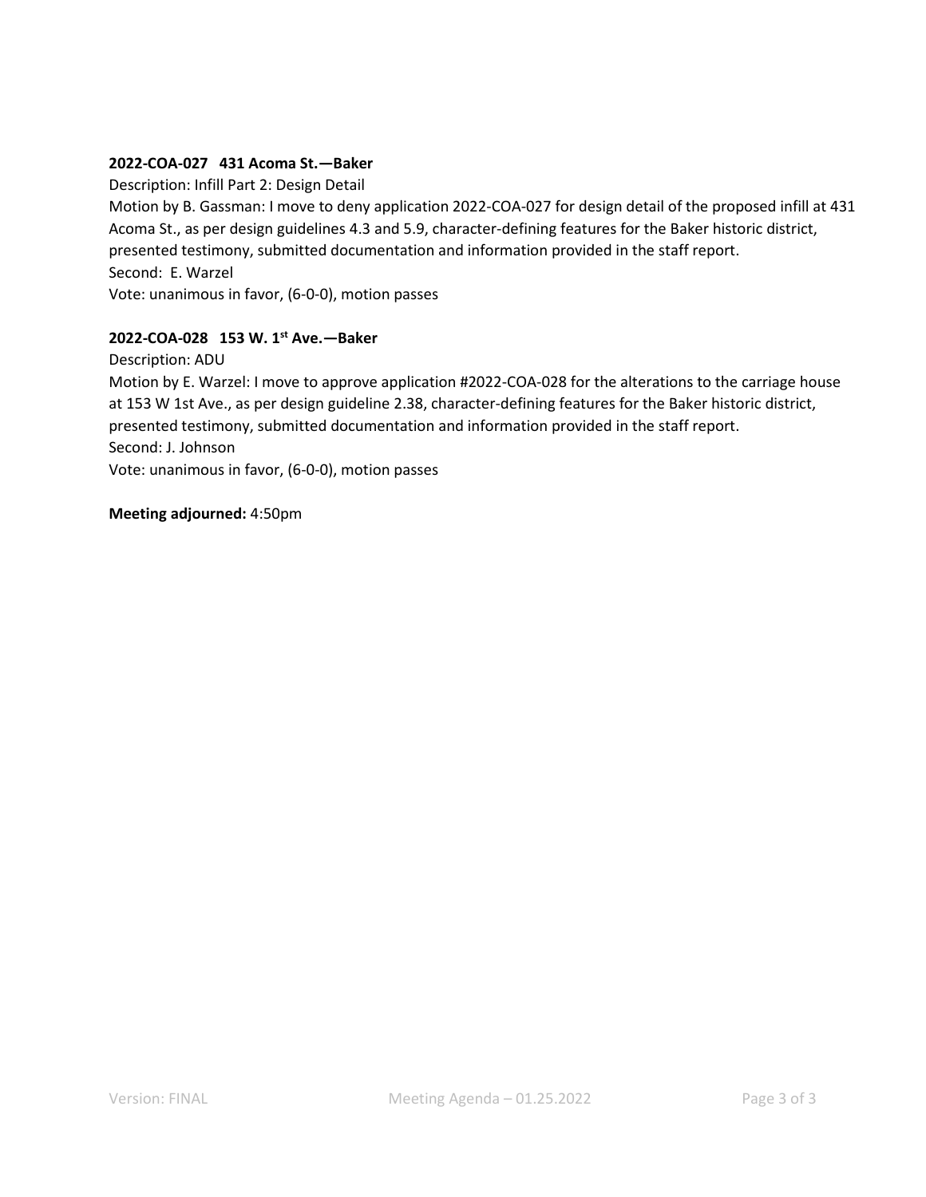**2022-COA-027 431 Acoma St.—Baker**

Description: Infill Part 2: Design Detail

Motion by B. Gassman: I move to deny application 2022-COA-027 for design detail of the proposed infill at 431 Acoma St., as per design guidelines 4.3 and 5.9, character-defining features for the Baker historic district, presented testimony, submitted documentation and information provided in the staff report.

Second: E. Warzel

Vote: unanimous in favor, (6-0-0), motion passes

**2022-COA-028 153 W. 1st Ave.—Baker**

Description: ADU

Motion by E. Warzel: I move to approve application #2022-COA-028 for the alterations to the carriage house at 153 W 1st Ave., as per design guideline 2.38, character-defining features for the Baker historic district, presented testimony, submitted documentation and information provided in the staff report.

Second: J. Johnson

Vote: unanimous in favor, (6-0-0), motion passes

**Meeting adjourned:** 4:50pm